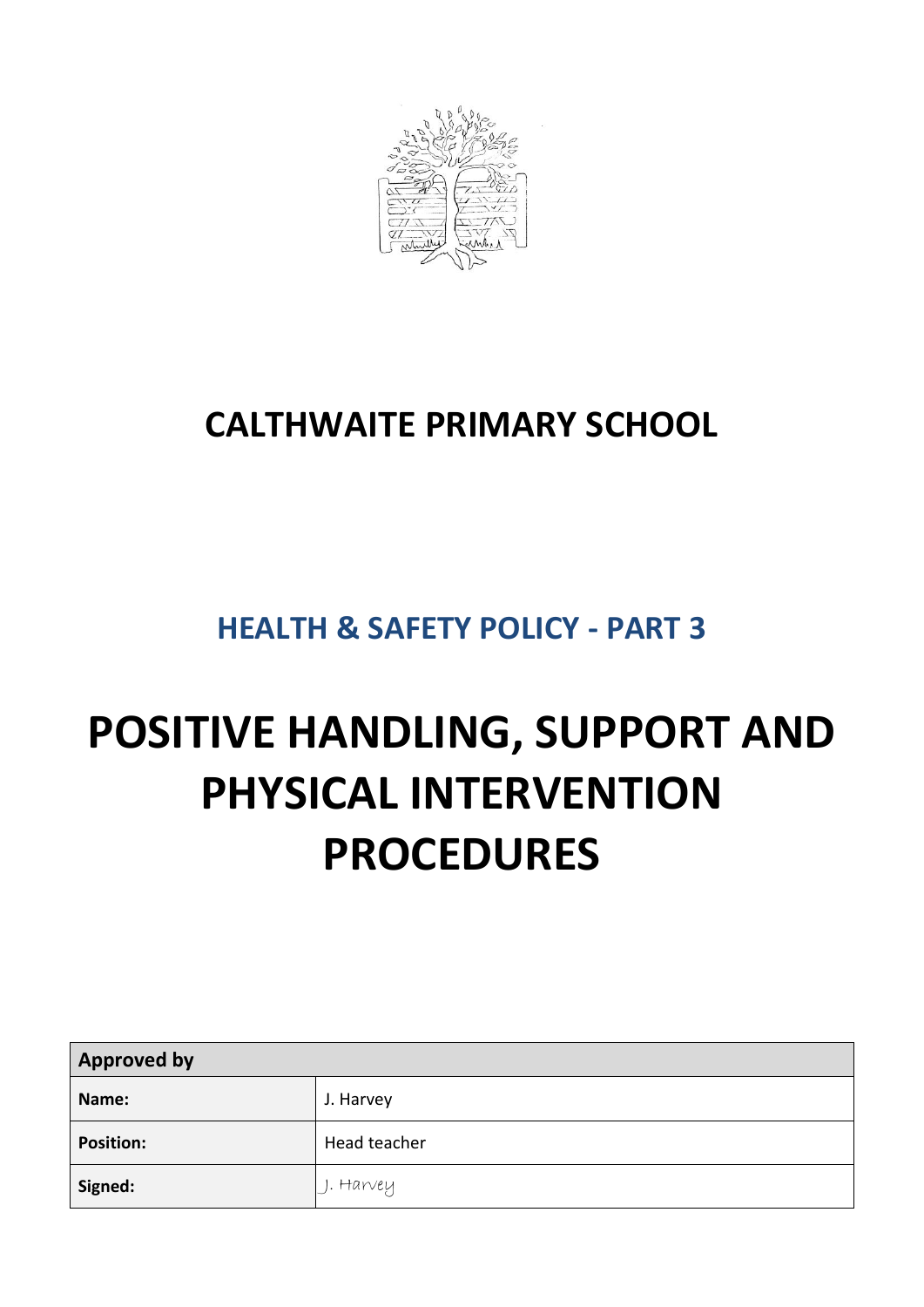# CALTHWAITE PRIMARY SCHOOL

## HEALTH & SAFETY POLICY - PART 3

# POSITIVE HANDLING, SUPPORT AND PHYSICAL INTERVENTION PROCEDURES

| Approved by | |
|---|---|
| **Name:** | J. Harvey |
| **Position:** | Head teacher |
| **Signed:** | J. Harvey |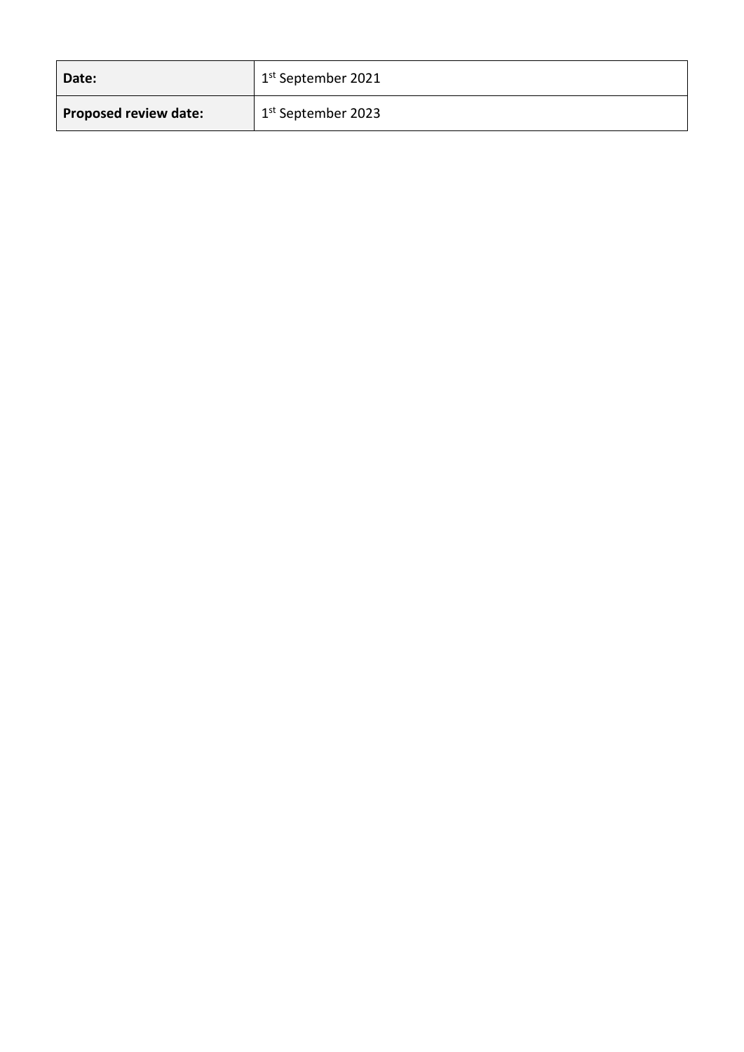| Date: | 1st September 2021 |
| --- | --- |
| **Proposed review date:** | 1st September 2023 |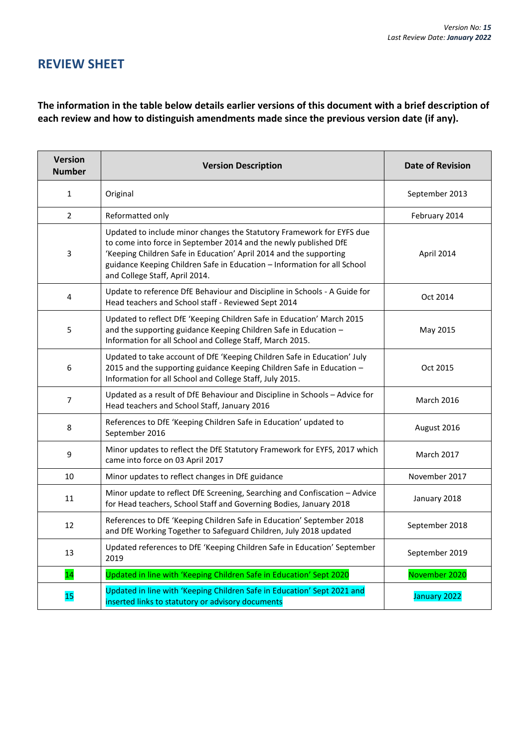## REVIEW SHEET

**The information in the table below details earlier versions of this document with a brief description of each review and how to distinguish amendments made since the previous version date (if any).**

| Version Number | Version Description | Date of Revision |
|---|---|---|
| 1 | Original | September 2013 |
| 2 | Reformatted only | February 2014 |
| 3 | Updated to include minor changes the Statutory Framework for EYFS due to come into force in September 2014 and the newly published DfE 'Keeping Children Safe in Education' April 2014 and the supporting guidance Keeping Children Safe in Education – Information for all School and College Staff, April 2014. | April 2014 |
| 4 | Update to reference DfE Behaviour and Discipline in Schools - A Guide for Head teachers and School staff - Reviewed Sept 2014 | Oct 2014 |
| 5 | Updated to reflect DfE 'Keeping Children Safe in Education' March 2015 and the supporting guidance Keeping Children Safe in Education – Information for all School and College Staff, March 2015. | May 2015 |
| 6 | Updated to take account of DfE 'Keeping Children Safe in Education' July 2015 and the supporting guidance Keeping Children Safe in Education – Information for all School and College Staff, July 2015. | Oct 2015 |
| 7 | Updated as a result of DfE Behaviour and Discipline in Schools – Advice for Head teachers and School Staff, January 2016 | March 2016 |
| 8 | References to DfE 'Keeping Children Safe in Education' updated to September 2016 | August 2016 |
| 9 | Minor updates to reflect the DfE Statutory Framework for EYFS, 2017 which came into force on 03 April 2017 | March 2017 |
| 10 | Minor updates to reflect changes in DfE guidance | November 2017 |
| 11 | Minor update to reflect DfE Screening, Searching and Confiscation – Advice for Head teachers, School Staff and Governing Bodies, January 2018 | January 2018 |
| 12 | References to DfE 'Keeping Children Safe in Education' September 2018 and DfE Working Together to Safeguard Children, July 2018 updated | September 2018 |
| 13 | Updated references to DfE 'Keeping Children Safe in Education' September 2019 | September 2019 |
| 14 | Updated in line with 'Keeping Children Safe in Education' Sept 2020 | November 2020 |
| 15 | Updated in line with 'Keeping Children Safe in Education' Sept 2021 and inserted links to statutory or advisory documents | January 2022 |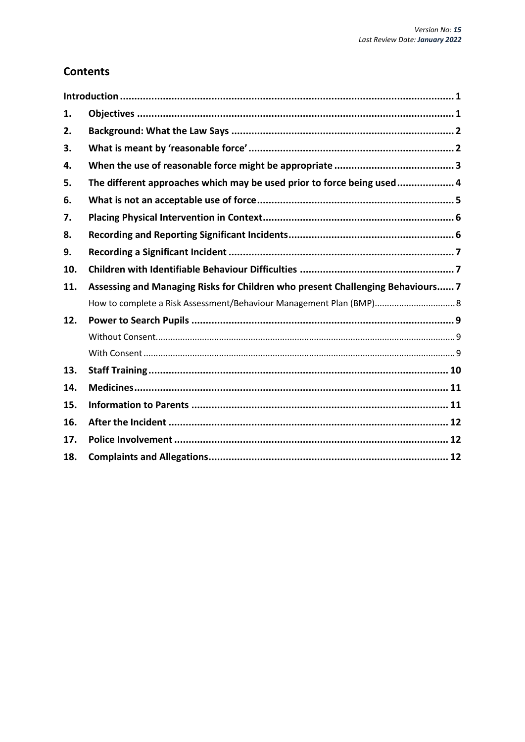## Contents

| | | |
|---|---|---|
| **Introduction** | | **1** |
| **1.** | **Objectives** | **1** |
| **2.** | **Background: What the Law Says** | **2** |
| **3.** | **What is meant by 'reasonable force'** | **2** |
| **4.** | **When the use of reasonable force might be appropriate** | **3** |
| **5.** | **The different approaches which may be used prior to force being used** | **4** |
| **6.** | **What is not an acceptable use of force** | **5** |
| **7.** | **Placing Physical Intervention in Context** | **6** |
| **8.** | **Recording and Reporting Significant Incidents** | **6** |
| **9.** | **Recording a Significant Incident** | **7** |
| **10.** | **Children with Identifiable Behaviour Difficulties** | **7** |
| **11.** | **Assessing and Managing Risks for Children who present Challenging Behaviours** | **7** |
| | How to complete a Risk Assessment/Behaviour Management Plan (BMP) | 8 |
| **12.** | **Power to Search Pupils** | **9** |
| | Without Consent | 9 |
| | With Consent | 9 |
| **13.** | **Staff Training** | **10** |
| **14.** | **Medicines** | **11** |
| **15.** | **Information to Parents** | **11** |
| **16.** | **After the Incident** | **12** |
| **17.** | **Police Involvement** | **12** |
| **18.** | **Complaints and Allegations** | **12** |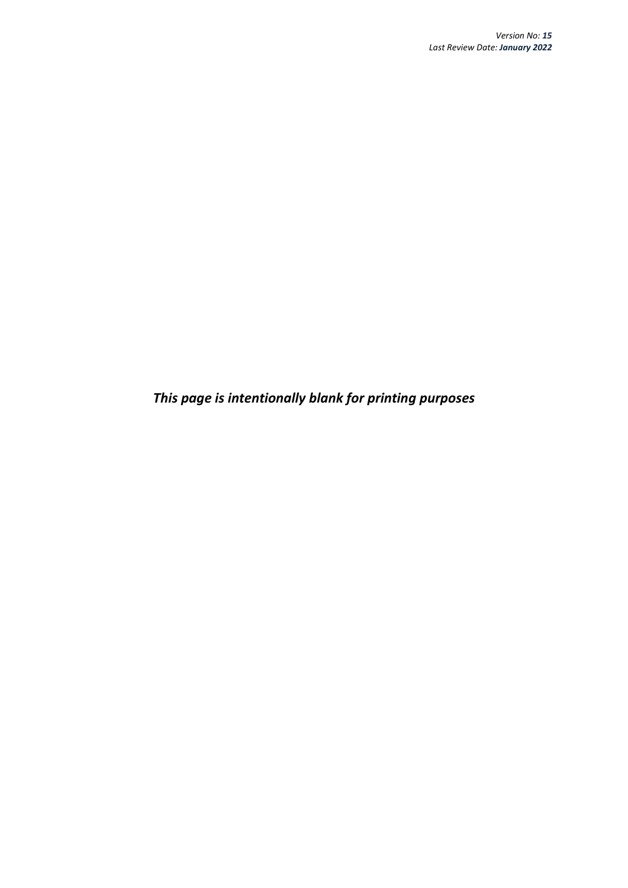***This page is intentionally blank for printing purposes***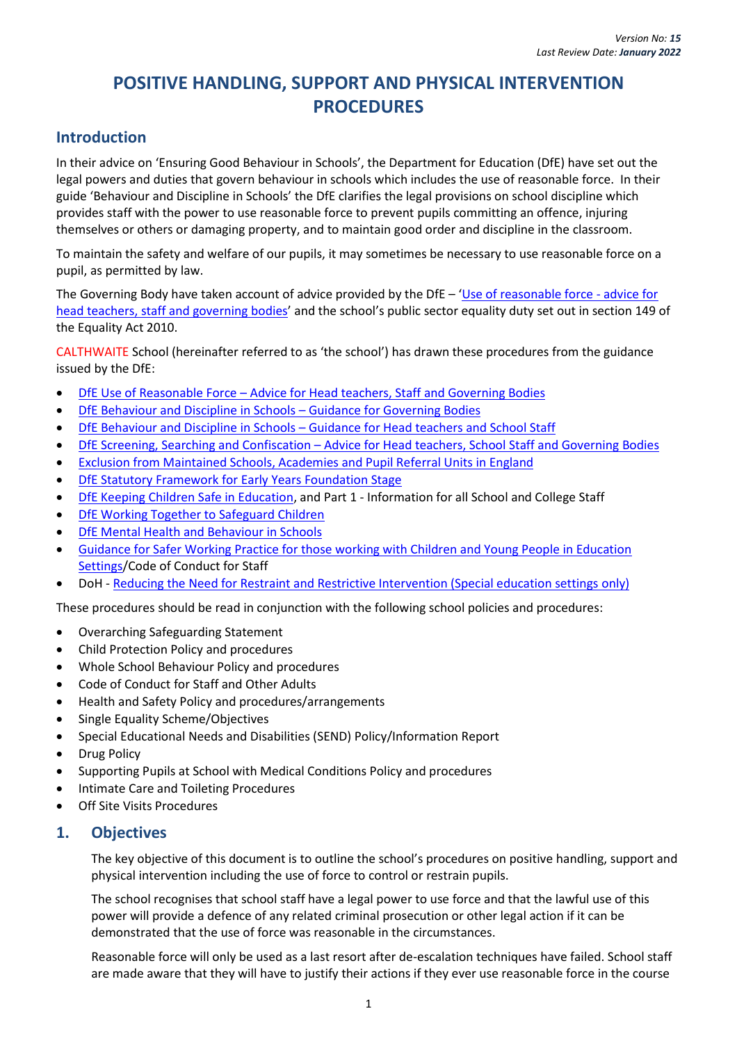Version No: ***15***
Last Review Date: ***January 2022***

# POSITIVE HANDLING, SUPPORT AND PHYSICAL INTERVENTION PROCEDURES

## Introduction

In their advice on 'Ensuring Good Behaviour in Schools', the Department for Education (DfE) have set out the legal powers and duties that govern behaviour in schools which includes the use of reasonable force. In their guide 'Behaviour and Discipline in Schools' the DfE clarifies the legal provisions on school discipline which provides staff with the power to use reasonable force to prevent pupils committing an offence, injuring themselves or others or damaging property, and to maintain good order and discipline in the classroom.

To maintain the safety and welfare of our pupils, it may sometimes be necessary to use reasonable force on a pupil, as permitted by law.

The Governing Body have taken account of advice provided by the DfE – 'Use of reasonable force - advice for head teachers, staff and governing bodies' and the school's public sector equality duty set out in section 149 of the Equality Act 2010.

CALTHWAITE School (hereinafter referred to as 'the school') has drawn these procedures from the guidance issued by the DfE:

- DfE Use of Reasonable Force – Advice for Head teachers, Staff and Governing Bodies
- DfE Behaviour and Discipline in Schools – Guidance for Governing Bodies
- DfE Behaviour and Discipline in Schools – Guidance for Head teachers and School Staff
- DfE Screening, Searching and Confiscation – Advice for Head teachers, School Staff and Governing Bodies
- Exclusion from Maintained Schools, Academies and Pupil Referral Units in England
- DfE Statutory Framework for Early Years Foundation Stage
- DfE Keeping Children Safe in Education, and Part 1 - Information for all School and College Staff
- DfE Working Together to Safeguard Children
- DfE Mental Health and Behaviour in Schools
- Guidance for Safer Working Practice for those working with Children and Young People in Education Settings/Code of Conduct for Staff
- DoH - Reducing the Need for Restraint and Restrictive Intervention (Special education settings only)

These procedures should be read in conjunction with the following school policies and procedures:

- Overarching Safeguarding Statement
- Child Protection Policy and procedures
- Whole School Behaviour Policy and procedures
- Code of Conduct for Staff and Other Adults
- Health and Safety Policy and procedures/arrangements
- Single Equality Scheme/Objectives
- Special Educational Needs and Disabilities (SEND) Policy/Information Report
- Drug Policy
- Supporting Pupils at School with Medical Conditions Policy and procedures
- Intimate Care and Toileting Procedures
- Off Site Visits Procedures

## 1. Objectives

The key objective of this document is to outline the school's procedures on positive handling, support and physical intervention including the use of force to control or restrain pupils.

The school recognises that school staff have a legal power to use force and that the lawful use of this power will provide a defence of any related criminal prosecution or other legal action if it can be demonstrated that the use of force was reasonable in the circumstances.

Reasonable force will only be used as a last resort after de-escalation techniques have failed. School staff are made aware that they will have to justify their actions if they ever use reasonable force in the course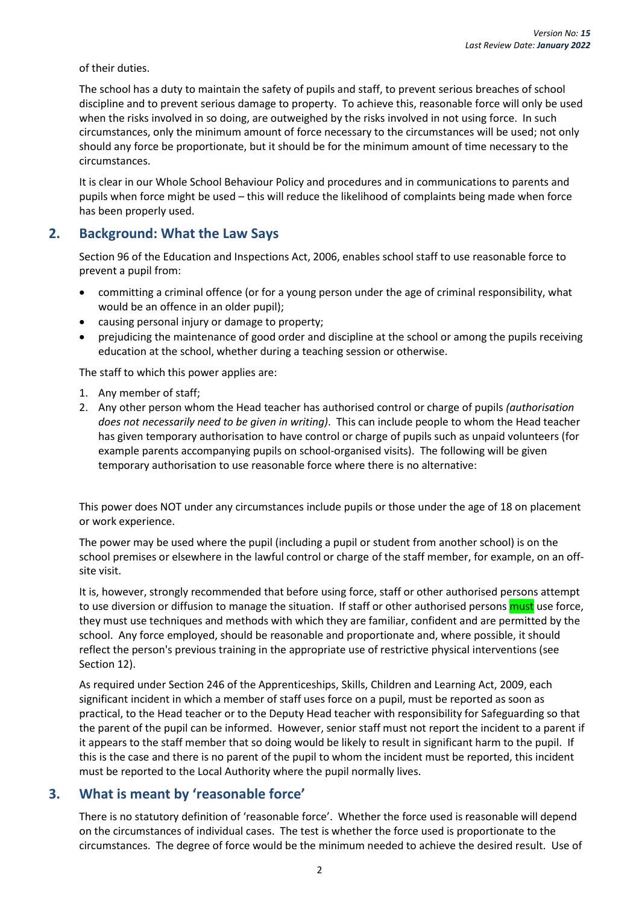of their duties.

The school has a duty to maintain the safety of pupils and staff, to prevent serious breaches of school discipline and to prevent serious damage to property. To achieve this, reasonable force will only be used when the risks involved in so doing, are outweighed by the risks involved in not using force. In such circumstances, only the minimum amount of force necessary to the circumstances will be used; not only should any force be proportionate, but it should be for the minimum amount of time necessary to the circumstances.

It is clear in our Whole School Behaviour Policy and procedures and in communications to parents and pupils when force might be used – this will reduce the likelihood of complaints being made when force has been properly used.

## 2. Background: What the Law Says

Section 96 of the Education and Inspections Act, 2006, enables school staff to use reasonable force to prevent a pupil from:

- committing a criminal offence (or for a young person under the age of criminal responsibility, what would be an offence in an older pupil);
- causing personal injury or damage to property;
- prejudicing the maintenance of good order and discipline at the school or among the pupils receiving education at the school, whether during a teaching session or otherwise.

The staff to which this power applies are:

1. Any member of staff;
2. Any other person whom the Head teacher has authorised control or charge of pupils *(authorisation does not necessarily need to be given in writing)*. This can include people to whom the Head teacher has given temporary authorisation to have control or charge of pupils such as unpaid volunteers (for example parents accompanying pupils on school-organised visits). The following will be given temporary authorisation to use reasonable force where there is no alternative:

This power does NOT under any circumstances include pupils or those under the age of 18 on placement or work experience.

The power may be used where the pupil (including a pupil or student from another school) is on the school premises or elsewhere in the lawful control or charge of the staff member, for example, on an off-site visit.

It is, however, strongly recommended that before using force, staff or other authorised persons attempt to use diversion or diffusion to manage the situation. If staff or other authorised persons must use force, they must use techniques and methods with which they are familiar, confident and are permitted by the school. Any force employed, should be reasonable and proportionate and, where possible, it should reflect the person's previous training in the appropriate use of restrictive physical interventions (see Section 12).

As required under Section 246 of the Apprenticeships, Skills, Children and Learning Act, 2009, each significant incident in which a member of staff uses force on a pupil, must be reported as soon as practical, to the Head teacher or to the Deputy Head teacher with responsibility for Safeguarding so that the parent of the pupil can be informed. However, senior staff must not report the incident to a parent if it appears to the staff member that so doing would be likely to result in significant harm to the pupil. If this is the case and there is no parent of the pupil to whom the incident must be reported, this incident must be reported to the Local Authority where the pupil normally lives.

## 3. What is meant by 'reasonable force'

There is no statutory definition of 'reasonable force'. Whether the force used is reasonable will depend on the circumstances of individual cases. The test is whether the force used is proportionate to the circumstances. The degree of force would be the minimum needed to achieve the desired result. Use of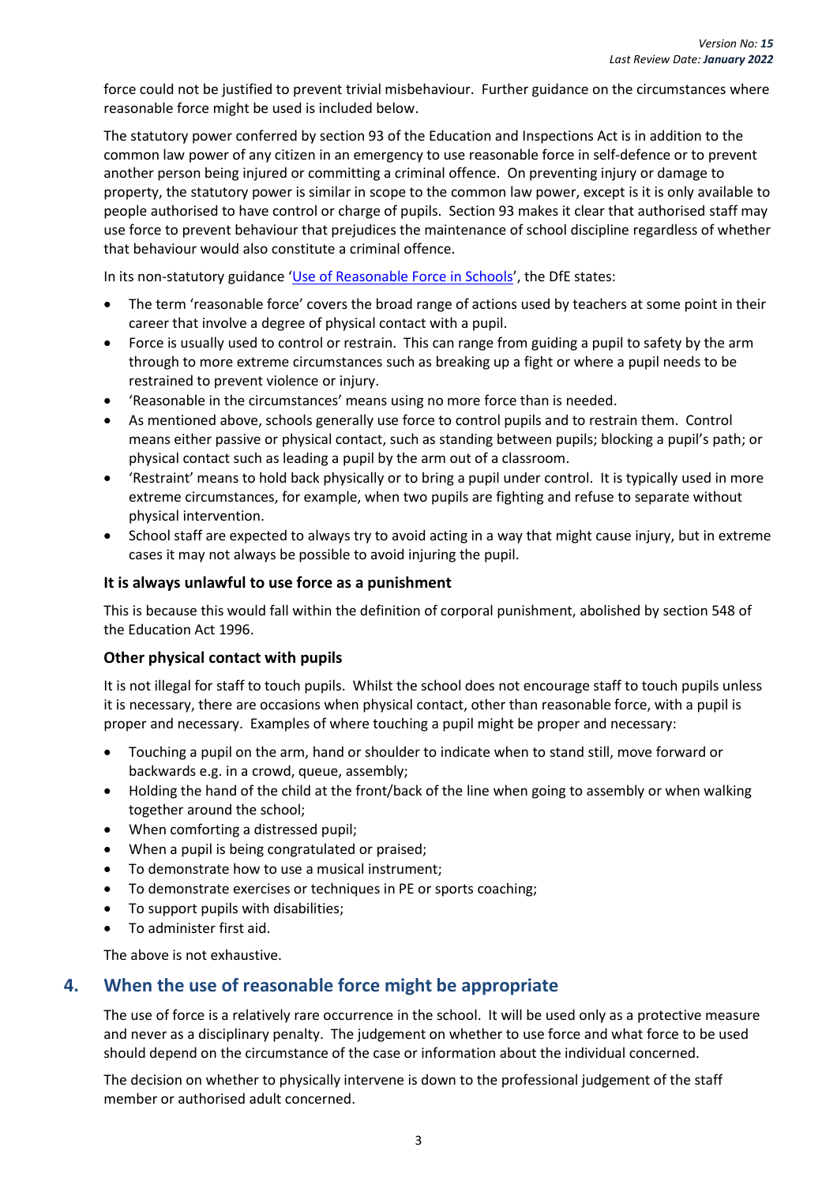force could not be justified to prevent trivial misbehaviour. Further guidance on the circumstances where reasonable force might be used is included below.

The statutory power conferred by section 93 of the Education and Inspections Act is in addition to the common law power of any citizen in an emergency to use reasonable force in self-defence or to prevent another person being injured or committing a criminal offence. On preventing injury or damage to property, the statutory power is similar in scope to the common law power, except is it is only available to people authorised to have control or charge of pupils. Section 93 makes it clear that authorised staff may use force to prevent behaviour that prejudices the maintenance of school discipline regardless of whether that behaviour would also constitute a criminal offence.

In its non-statutory guidance '[Use of Reasonable Force in Schools](Use of Reasonable Force in Schools)', the DfE states:

- The term 'reasonable force' covers the broad range of actions used by teachers at some point in their career that involve a degree of physical contact with a pupil.
- Force is usually used to control or restrain. This can range from guiding a pupil to safety by the arm through to more extreme circumstances such as breaking up a fight or where a pupil needs to be restrained to prevent violence or injury.
- 'Reasonable in the circumstances' means using no more force than is needed.
- As mentioned above, schools generally use force to control pupils and to restrain them. Control means either passive or physical contact, such as standing between pupils; blocking a pupil's path; or physical contact such as leading a pupil by the arm out of a classroom.
- 'Restraint' means to hold back physically or to bring a pupil under control. It is typically used in more extreme circumstances, for example, when two pupils are fighting and refuse to separate without physical intervention.
- School staff are expected to always try to avoid acting in a way that might cause injury, but in extreme cases it may not always be possible to avoid injuring the pupil.

### It is always unlawful to use force as a punishment

This is because this would fall within the definition of corporal punishment, abolished by section 548 of the Education Act 1996.

### Other physical contact with pupils

It is not illegal for staff to touch pupils. Whilst the school does not encourage staff to touch pupils unless it is necessary, there are occasions when physical contact, other than reasonable force, with a pupil is proper and necessary. Examples of where touching a pupil might be proper and necessary:

- Touching a pupil on the arm, hand or shoulder to indicate when to stand still, move forward or backwards e.g. in a crowd, queue, assembly;
- Holding the hand of the child at the front/back of the line when going to assembly or when walking together around the school;
- When comforting a distressed pupil;
- When a pupil is being congratulated or praised;
- To demonstrate how to use a musical instrument;
- To demonstrate exercises or techniques in PE or sports coaching;
- To support pupils with disabilities;
- To administer first aid.

The above is not exhaustive.

## 4. When the use of reasonable force might be appropriate

The use of force is a relatively rare occurrence in the school. It will be used only as a protective measure and never as a disciplinary penalty. The judgement on whether to use force and what force to be used should depend on the circumstance of the case or information about the individual concerned.

The decision on whether to physically intervene is down to the professional judgement of the staff member or authorised adult concerned.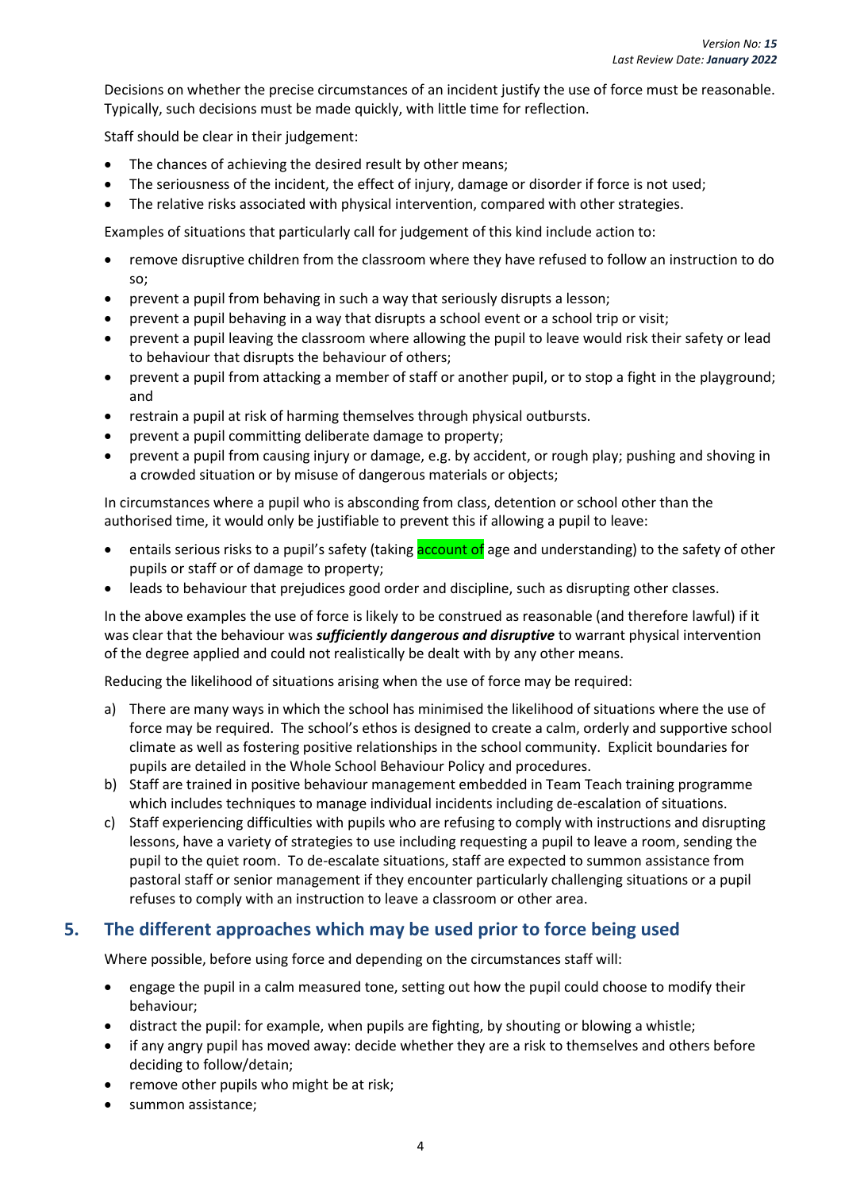Decisions on whether the precise circumstances of an incident justify the use of force must be reasonable. Typically, such decisions must be made quickly, with little time for reflection.

Staff should be clear in their judgement:

- The chances of achieving the desired result by other means;
- The seriousness of the incident, the effect of injury, damage or disorder if force is not used;
- The relative risks associated with physical intervention, compared with other strategies.

Examples of situations that particularly call for judgement of this kind include action to:

- remove disruptive children from the classroom where they have refused to follow an instruction to do so;
- prevent a pupil from behaving in such a way that seriously disrupts a lesson;
- prevent a pupil behaving in a way that disrupts a school event or a school trip or visit;
- prevent a pupil leaving the classroom where allowing the pupil to leave would risk their safety or lead to behaviour that disrupts the behaviour of others;
- prevent a pupil from attacking a member of staff or another pupil, or to stop a fight in the playground; and
- restrain a pupil at risk of harming themselves through physical outbursts.
- prevent a pupil committing deliberate damage to property;
- prevent a pupil from causing injury or damage, e.g. by accident, or rough play; pushing and shoving in a crowded situation or by misuse of dangerous materials or objects;

In circumstances where a pupil who is absconding from class, detention or school other than the authorised time, it would only be justifiable to prevent this if allowing a pupil to leave:

- entails serious risks to a pupil's safety (taking account of age and understanding) to the safety of other pupils or staff or of damage to property;
- leads to behaviour that prejudices good order and discipline, such as disrupting other classes.

In the above examples the use of force is likely to be construed as reasonable (and therefore lawful) if it was clear that the behaviour was ***sufficiently dangerous and disruptive*** to warrant physical intervention of the degree applied and could not realistically be dealt with by any other means.

Reducing the likelihood of situations arising when the use of force may be required:

a) There are many ways in which the school has minimised the likelihood of situations where the use of force may be required. The school's ethos is designed to create a calm, orderly and supportive school climate as well as fostering positive relationships in the school community. Explicit boundaries for pupils are detailed in the Whole School Behaviour Policy and procedures.
b) Staff are trained in positive behaviour management embedded in Team Teach training programme which includes techniques to manage individual incidents including de-escalation of situations.
c) Staff experiencing difficulties with pupils who are refusing to comply with instructions and disrupting lessons, have a variety of strategies to use including requesting a pupil to leave a room, sending the pupil to the quiet room. To de-escalate situations, staff are expected to summon assistance from pastoral staff or senior management if they encounter particularly challenging situations or a pupil refuses to comply with an instruction to leave a classroom or other area.

## 5. The different approaches which may be used prior to force being used

Where possible, before using force and depending on the circumstances staff will:

- engage the pupil in a calm measured tone, setting out how the pupil could choose to modify their behaviour;
- distract the pupil: for example, when pupils are fighting, by shouting or blowing a whistle;
- if any angry pupil has moved away: decide whether they are a risk to themselves and others before deciding to follow/detain;
- remove other pupils who might be at risk;
- summon assistance;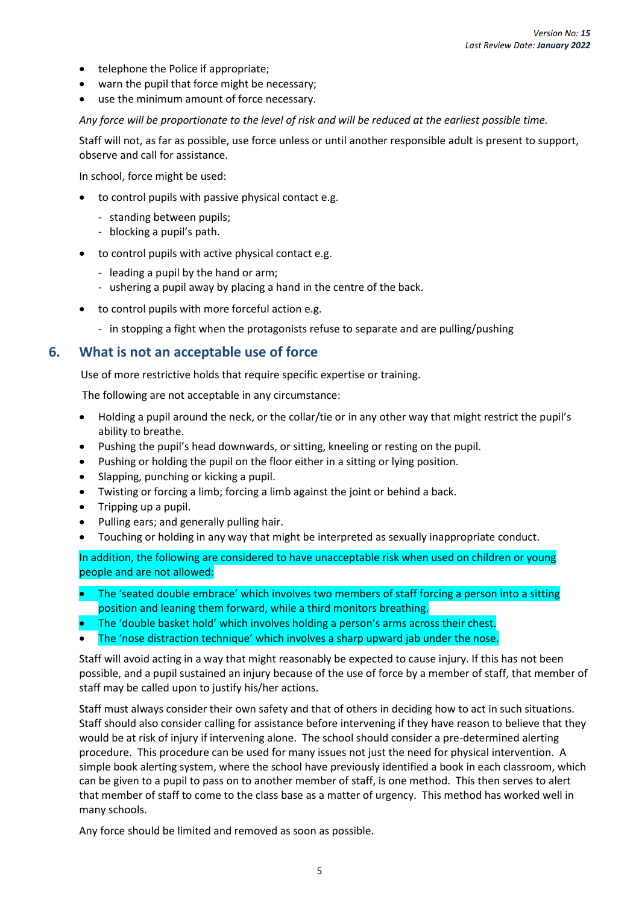- telephone the Police if appropriate;
- warn the pupil that force might be necessary;
- use the minimum amount of force necessary.

*Any force will be proportionate to the level of risk and will be reduced at the earliest possible time.*

Staff will not, as far as possible, use force unless or until another responsible adult is present to support, observe and call for assistance.

In school, force might be used:

- to control pupils with passive physical contact e.g.
  - standing between pupils;
  - blocking a pupil's path.
- to control pupils with active physical contact e.g.
  - leading a pupil by the hand or arm;
  - ushering a pupil away by placing a hand in the centre of the back.
- to control pupils with more forceful action e.g.
  - in stopping a fight when the protagonists refuse to separate and are pulling/pushing

## 6. What is not an acceptable use of force

Use of more restrictive holds that require specific expertise or training.

The following are not acceptable in any circumstance:

- Holding a pupil around the neck, or the collar/tie or in any other way that might restrict the pupil's ability to breathe.
- Pushing the pupil's head downwards, or sitting, kneeling or resting on the pupil.
- Pushing or holding the pupil on the floor either in a sitting or lying position.
- Slapping, punching or kicking a pupil.
- Twisting or forcing a limb; forcing a limb against the joint or behind a back.
- Tripping up a pupil.
- Pulling ears; and generally pulling hair.
- Touching or holding in any way that might be interpreted as sexually inappropriate conduct.

In addition, the following are considered to have unacceptable risk when used on children or young people and are not allowed:

- The 'seated double embrace' which involves two members of staff forcing a person into a sitting position and leaning them forward, while a third monitors breathing.
- The 'double basket hold' which involves holding a person's arms across their chest.
- The 'nose distraction technique' which involves a sharp upward jab under the nose.

Staff will avoid acting in a way that might reasonably be expected to cause injury. If this has not been possible, and a pupil sustained an injury because of the use of force by a member of staff, that member of staff may be called upon to justify his/her actions.

Staff must always consider their own safety and that of others in deciding how to act in such situations. Staff should also consider calling for assistance before intervening if they have reason to believe that they would be at risk of injury if intervening alone. The school should consider a pre-determined alerting procedure. This procedure can be used for many issues not just the need for physical intervention. A simple book alerting system, where the school have previously identified a book in each classroom, which can be given to a pupil to pass on to another member of staff, is one method. This then serves to alert that member of staff to come to the class base as a matter of urgency. This method has worked well in many schools.

Any force should be limited and removed as soon as possible.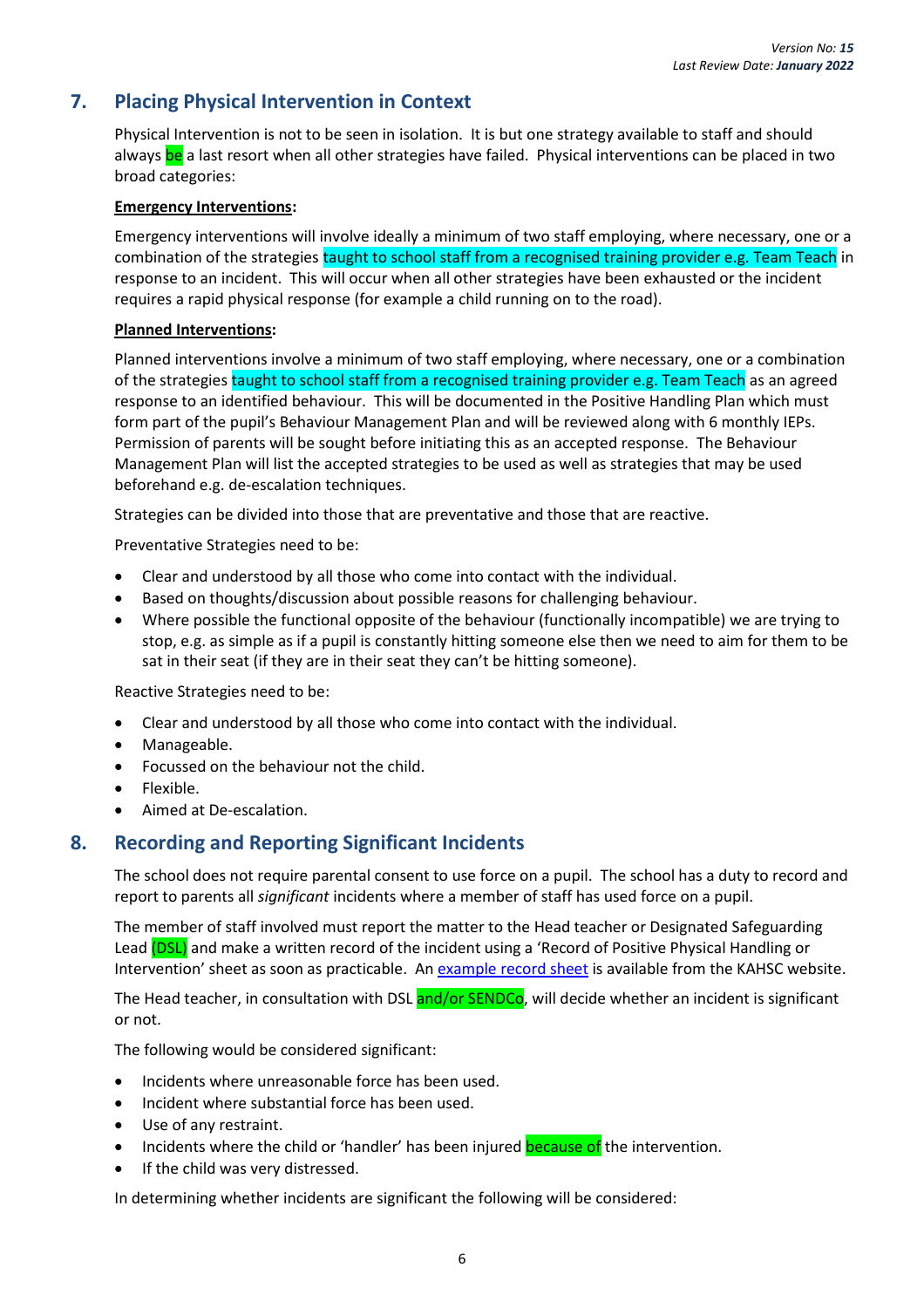## 7. Placing Physical Intervention in Context

Physical Intervention is not to be seen in isolation. It is but one strategy available to staff and should always be a last resort when all other strategies have failed. Physical interventions can be placed in two broad categories:

**Emergency Interventions:**

Emergency interventions will involve ideally a minimum of two staff employing, where necessary, one or a combination of the strategies taught to school staff from a recognised training provider e.g. Team Teach in response to an incident. This will occur when all other strategies have been exhausted or the incident requires a rapid physical response (for example a child running on to the road).

**Planned Interventions:**

Planned interventions involve a minimum of two staff employing, where necessary, one or a combination of the strategies taught to school staff from a recognised training provider e.g. Team Teach as an agreed response to an identified behaviour. This will be documented in the Positive Handling Plan which must form part of the pupil's Behaviour Management Plan and will be reviewed along with 6 monthly IEPs. Permission of parents will be sought before initiating this as an accepted response. The Behaviour Management Plan will list the accepted strategies to be used as well as strategies that may be used beforehand e.g. de-escalation techniques.

Strategies can be divided into those that are preventative and those that are reactive.

Preventative Strategies need to be:

- Clear and understood by all those who come into contact with the individual.
- Based on thoughts/discussion about possible reasons for challenging behaviour.
- Where possible the functional opposite of the behaviour (functionally incompatible) we are trying to stop, e.g. as simple as if a pupil is constantly hitting someone else then we need to aim for them to be sat in their seat (if they are in their seat they can't be hitting someone).

Reactive Strategies need to be:

- Clear and understood by all those who come into contact with the individual.
- Manageable.
- Focussed on the behaviour not the child.
- Flexible.
- Aimed at De-escalation.

## 8. Recording and Reporting Significant Incidents

The school does not require parental consent to use force on a pupil. The school has a duty to record and report to parents all *significant* incidents where a member of staff has used force on a pupil.

The member of staff involved must report the matter to the Head teacher or Designated Safeguarding Lead (DSL) and make a written record of the incident using a 'Record of Positive Physical Handling or Intervention' sheet as soon as practicable. An [example record sheet] is available from the KAHSC website.

The Head teacher, in consultation with DSL and/or SENDCo, will decide whether an incident is significant or not.

The following would be considered significant:

- Incidents where unreasonable force has been used.
- Incident where substantial force has been used.
- Use of any restraint.
- Incidents where the child or 'handler' has been injured because of the intervention.
- If the child was very distressed.

In determining whether incidents are significant the following will be considered: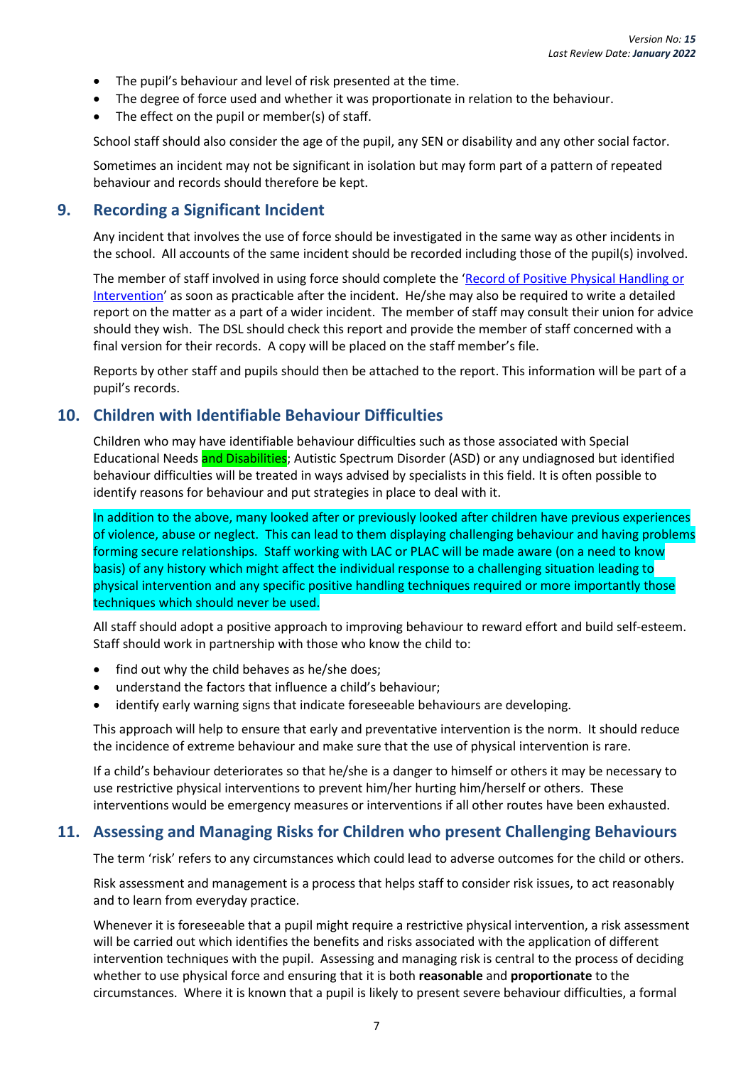- The pupil's behaviour and level of risk presented at the time.
- The degree of force used and whether it was proportionate in relation to the behaviour.
- The effect on the pupil or member(s) of staff.

School staff should also consider the age of the pupil, any SEN or disability and any other social factor.

Sometimes an incident may not be significant in isolation but may form part of a pattern of repeated behaviour and records should therefore be kept.

## 9. Recording a Significant Incident

Any incident that involves the use of force should be investigated in the same way as other incidents in the school. All accounts of the same incident should be recorded including those of the pupil(s) involved.

The member of staff involved in using force should complete the 'Record of Positive Physical Handling or Intervention' as soon as practicable after the incident. He/she may also be required to write a detailed report on the matter as a part of a wider incident. The member of staff may consult their union for advice should they wish. The DSL should check this report and provide the member of staff concerned with a final version for their records. A copy will be placed on the staff member's file.

Reports by other staff and pupils should then be attached to the report. This information will be part of a pupil's records.

## 10. Children with Identifiable Behaviour Difficulties

Children who may have identifiable behaviour difficulties such as those associated with Special Educational Needs and Disabilities; Autistic Spectrum Disorder (ASD) or any undiagnosed but identified behaviour difficulties will be treated in ways advised by specialists in this field. It is often possible to identify reasons for behaviour and put strategies in place to deal with it.

In addition to the above, many looked after or previously looked after children have previous experiences of violence, abuse or neglect. This can lead to them displaying challenging behaviour and having problems forming secure relationships. Staff working with LAC or PLAC will be made aware (on a need to know basis) of any history which might affect the individual response to a challenging situation leading to physical intervention and any specific positive handling techniques required or more importantly those techniques which should never be used.

All staff should adopt a positive approach to improving behaviour to reward effort and build self-esteem. Staff should work in partnership with those who know the child to:

- find out why the child behaves as he/she does;
- understand the factors that influence a child's behaviour;
- identify early warning signs that indicate foreseeable behaviours are developing.

This approach will help to ensure that early and preventative intervention is the norm. It should reduce the incidence of extreme behaviour and make sure that the use of physical intervention is rare.

If a child's behaviour deteriorates so that he/she is a danger to himself or others it may be necessary to use restrictive physical interventions to prevent him/her hurting him/herself or others. These interventions would be emergency measures or interventions if all other routes have been exhausted.

## 11. Assessing and Managing Risks for Children who present Challenging Behaviours

The term 'risk' refers to any circumstances which could lead to adverse outcomes for the child or others.

Risk assessment and management is a process that helps staff to consider risk issues, to act reasonably and to learn from everyday practice.

Whenever it is foreseeable that a pupil might require a restrictive physical intervention, a risk assessment will be carried out which identifies the benefits and risks associated with the application of different intervention techniques with the pupil. Assessing and managing risk is central to the process of deciding whether to use physical force and ensuring that it is both **reasonable** and **proportionate** to the circumstances. Where it is known that a pupil is likely to present severe behaviour difficulties, a formal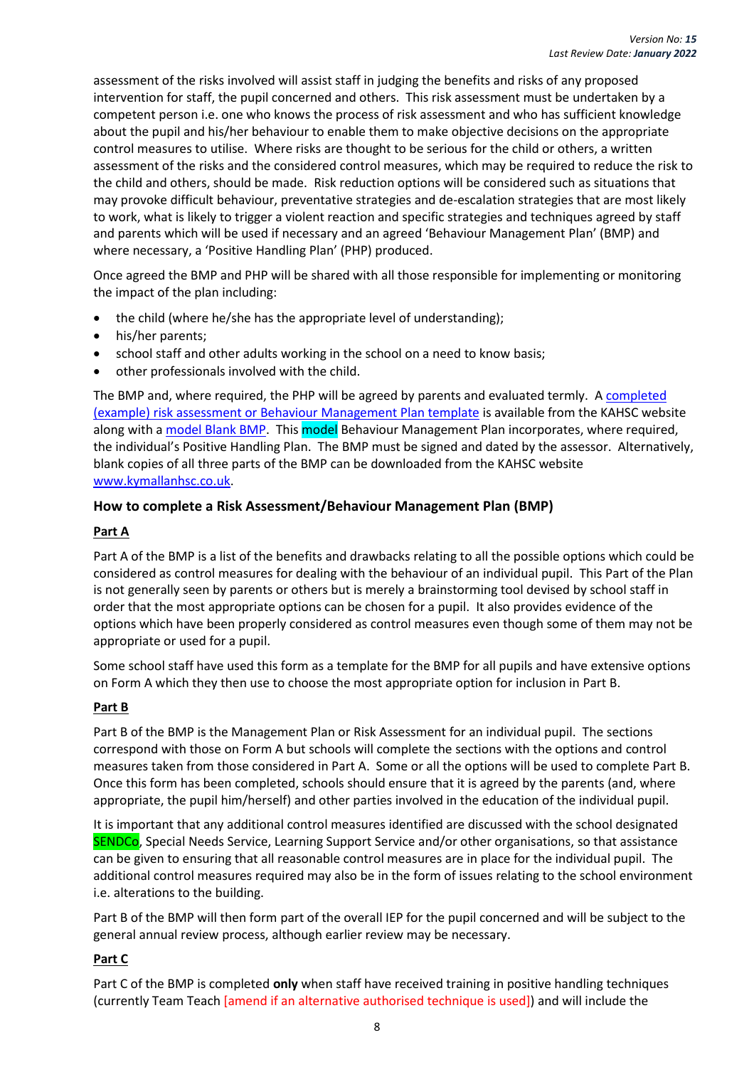assessment of the risks involved will assist staff in judging the benefits and risks of any proposed intervention for staff, the pupil concerned and others. This risk assessment must be undertaken by a competent person i.e. one who knows the process of risk assessment and who has sufficient knowledge about the pupil and his/her behaviour to enable them to make objective decisions on the appropriate control measures to utilise. Where risks are thought to be serious for the child or others, a written assessment of the risks and the considered control measures, which may be required to reduce the risk to the child and others, should be made. Risk reduction options will be considered such as situations that may provoke difficult behaviour, preventative strategies and de-escalation strategies that are most likely to work, what is likely to trigger a violent reaction and specific strategies and techniques agreed by staff and parents which will be used if necessary and an agreed 'Behaviour Management Plan' (BMP) and where necessary, a 'Positive Handling Plan' (PHP) produced.

Once agreed the BMP and PHP will be shared with all those responsible for implementing or monitoring the impact of the plan including:

- the child (where he/she has the appropriate level of understanding);
- his/her parents;
- school staff and other adults working in the school on a need to know basis;
- other professionals involved with the child.

The BMP and, where required, the PHP will be agreed by parents and evaluated termly. A completed (example) risk assessment or Behaviour Management Plan template is available from the KAHSC website along with a model Blank BMP. This model Behaviour Management Plan incorporates, where required, the individual's Positive Handling Plan. The BMP must be signed and dated by the assessor. Alternatively, blank copies of all three parts of the BMP can be downloaded from the KAHSC website www.kymallanhsc.co.uk.

### How to complete a Risk Assessment/Behaviour Management Plan (BMP)

**Part A**

Part A of the BMP is a list of the benefits and drawbacks relating to all the possible options which could be considered as control measures for dealing with the behaviour of an individual pupil. This Part of the Plan is not generally seen by parents or others but is merely a brainstorming tool devised by school staff in order that the most appropriate options can be chosen for a pupil. It also provides evidence of the options which have been properly considered as control measures even though some of them may not be appropriate or used for a pupil.

Some school staff have used this form as a template for the BMP for all pupils and have extensive options on Form A which they then use to choose the most appropriate option for inclusion in Part B.

**Part B**

Part B of the BMP is the Management Plan or Risk Assessment for an individual pupil. The sections correspond with those on Form A but schools will complete the sections with the options and control measures taken from those considered in Part A. Some or all the options will be used to complete Part B. Once this form has been completed, schools should ensure that it is agreed by the parents (and, where appropriate, the pupil him/herself) and other parties involved in the education of the individual pupil.

It is important that any additional control measures identified are discussed with the school designated SENDCo, Special Needs Service, Learning Support Service and/or other organisations, so that assistance can be given to ensuring that all reasonable control measures are in place for the individual pupil. The additional control measures required may also be in the form of issues relating to the school environment i.e. alterations to the building.

Part B of the BMP will then form part of the overall IEP for the pupil concerned and will be subject to the general annual review process, although earlier review may be necessary.

**Part C**

Part C of the BMP is completed **only** when staff have received training in positive handling techniques (currently Team Teach [amend if an alternative authorised technique is used]) and will include the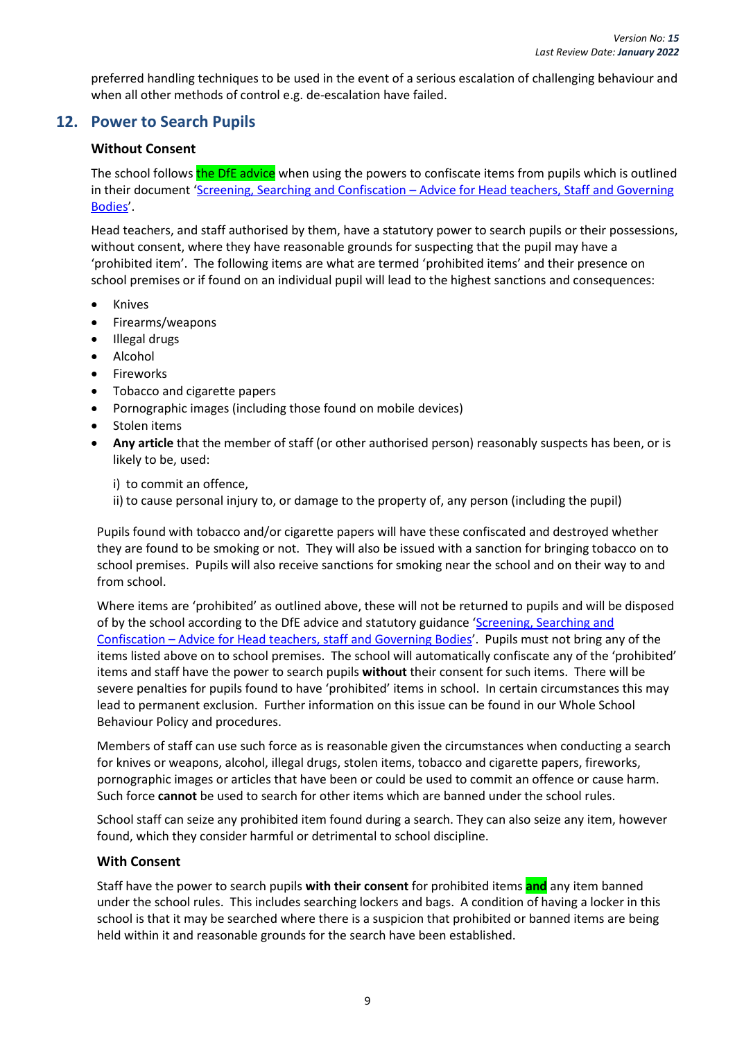preferred handling techniques to be used in the event of a serious escalation of challenging behaviour and when all other methods of control e.g. de-escalation have failed.

## 12. Power to Search Pupils

### Without Consent

The school follows the DfE advice when using the powers to confiscate items from pupils which is outlined in their document '[Screening, Searching and Confiscation – Advice for Head teachers, Staff and Governing Bodies]'.

Head teachers, and staff authorised by them, have a statutory power to search pupils or their possessions, without consent, where they have reasonable grounds for suspecting that the pupil may have a 'prohibited item'. The following items are what are termed 'prohibited items' and their presence on school premises or if found on an individual pupil will lead to the highest sanctions and consequences:

- Knives
- Firearms/weapons
- Illegal drugs
- Alcohol
- Fireworks
- Tobacco and cigarette papers
- Pornographic images (including those found on mobile devices)
- Stolen items
- **Any article** that the member of staff (or other authorised person) reasonably suspects has been, or is likely to be, used:

  i) to commit an offence,

  ii) to cause personal injury to, or damage to the property of, any person (including the pupil)

Pupils found with tobacco and/or cigarette papers will have these confiscated and destroyed whether they are found to be smoking or not. They will also be issued with a sanction for bringing tobacco on to school premises. Pupils will also receive sanctions for smoking near the school and on their way to and from school.

Where items are 'prohibited' as outlined above, these will not be returned to pupils and will be disposed of by the school according to the DfE advice and statutory guidance '[Screening, Searching and Confiscation – Advice for Head teachers, staff and Governing Bodies]'. Pupils must not bring any of the items listed above on to school premises. The school will automatically confiscate any of the 'prohibited' items and staff have the power to search pupils **without** their consent for such items. There will be severe penalties for pupils found to have 'prohibited' items in school. In certain circumstances this may lead to permanent exclusion. Further information on this issue can be found in our Whole School Behaviour Policy and procedures.

Members of staff can use such force as is reasonable given the circumstances when conducting a search for knives or weapons, alcohol, illegal drugs, stolen items, tobacco and cigarette papers, fireworks, pornographic images or articles that have been or could be used to commit an offence or cause harm. Such force **cannot** be used to search for other items which are banned under the school rules.

School staff can seize any prohibited item found during a search. They can also seize any item, however found, which they consider harmful or detrimental to school discipline.

### With Consent

Staff have the power to search pupils **with their consent** for prohibited items **and** any item banned under the school rules. This includes searching lockers and bags. A condition of having a locker in this school is that it may be searched where there is a suspicion that prohibited or banned items are being held within it and reasonable grounds for the search have been established.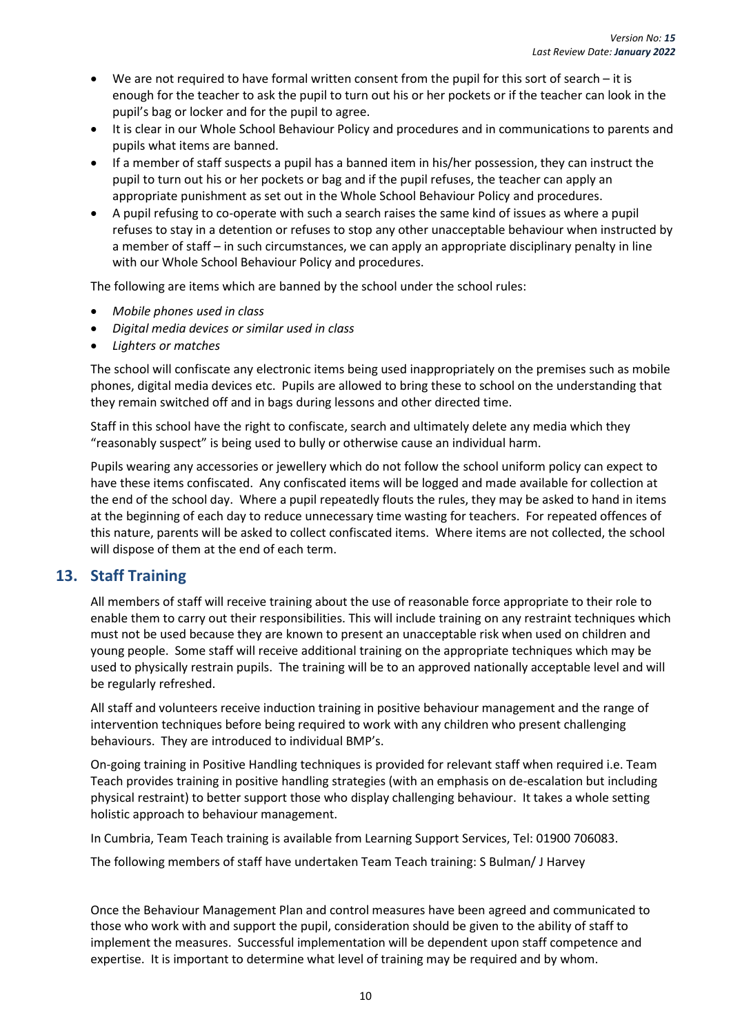- We are not required to have formal written consent from the pupil for this sort of search – it is enough for the teacher to ask the pupil to turn out his or her pockets or if the teacher can look in the pupil's bag or locker and for the pupil to agree.
- It is clear in our Whole School Behaviour Policy and procedures and in communications to parents and pupils what items are banned.
- If a member of staff suspects a pupil has a banned item in his/her possession, they can instruct the pupil to turn out his or her pockets or bag and if the pupil refuses, the teacher can apply an appropriate punishment as set out in the Whole School Behaviour Policy and procedures.
- A pupil refusing to co-operate with such a search raises the same kind of issues as where a pupil refuses to stay in a detention or refuses to stop any other unacceptable behaviour when instructed by a member of staff – in such circumstances, we can apply an appropriate disciplinary penalty in line with our Whole School Behaviour Policy and procedures.

The following are items which are banned by the school under the school rules:

- *Mobile phones used in class*
- *Digital media devices or similar used in class*
- *Lighters or matches*

The school will confiscate any electronic items being used inappropriately on the premises such as mobile phones, digital media devices etc. Pupils are allowed to bring these to school on the understanding that they remain switched off and in bags during lessons and other directed time.

Staff in this school have the right to confiscate, search and ultimately delete any media which they "reasonably suspect" is being used to bully or otherwise cause an individual harm.

Pupils wearing any accessories or jewellery which do not follow the school uniform policy can expect to have these items confiscated. Any confiscated items will be logged and made available for collection at the end of the school day. Where a pupil repeatedly flouts the rules, they may be asked to hand in items at the beginning of each day to reduce unnecessary time wasting for teachers. For repeated offences of this nature, parents will be asked to collect confiscated items. Where items are not collected, the school will dispose of them at the end of each term.

## 13. Staff Training

All members of staff will receive training about the use of reasonable force appropriate to their role to enable them to carry out their responsibilities. This will include training on any restraint techniques which must not be used because they are known to present an unacceptable risk when used on children and young people. Some staff will receive additional training on the appropriate techniques which may be used to physically restrain pupils. The training will be to an approved nationally acceptable level and will be regularly refreshed.

All staff and volunteers receive induction training in positive behaviour management and the range of intervention techniques before being required to work with any children who present challenging behaviours. They are introduced to individual BMP's.

On-going training in Positive Handling techniques is provided for relevant staff when required i.e. Team Teach provides training in positive handling strategies (with an emphasis on de-escalation but including physical restraint) to better support those who display challenging behaviour. It takes a whole setting holistic approach to behaviour management.

In Cumbria, Team Teach training is available from Learning Support Services, Tel: 01900 706083.

The following members of staff have undertaken Team Teach training: S Bulman/ J Harvey

Once the Behaviour Management Plan and control measures have been agreed and communicated to those who work with and support the pupil, consideration should be given to the ability of staff to implement the measures. Successful implementation will be dependent upon staff competence and expertise. It is important to determine what level of training may be required and by whom.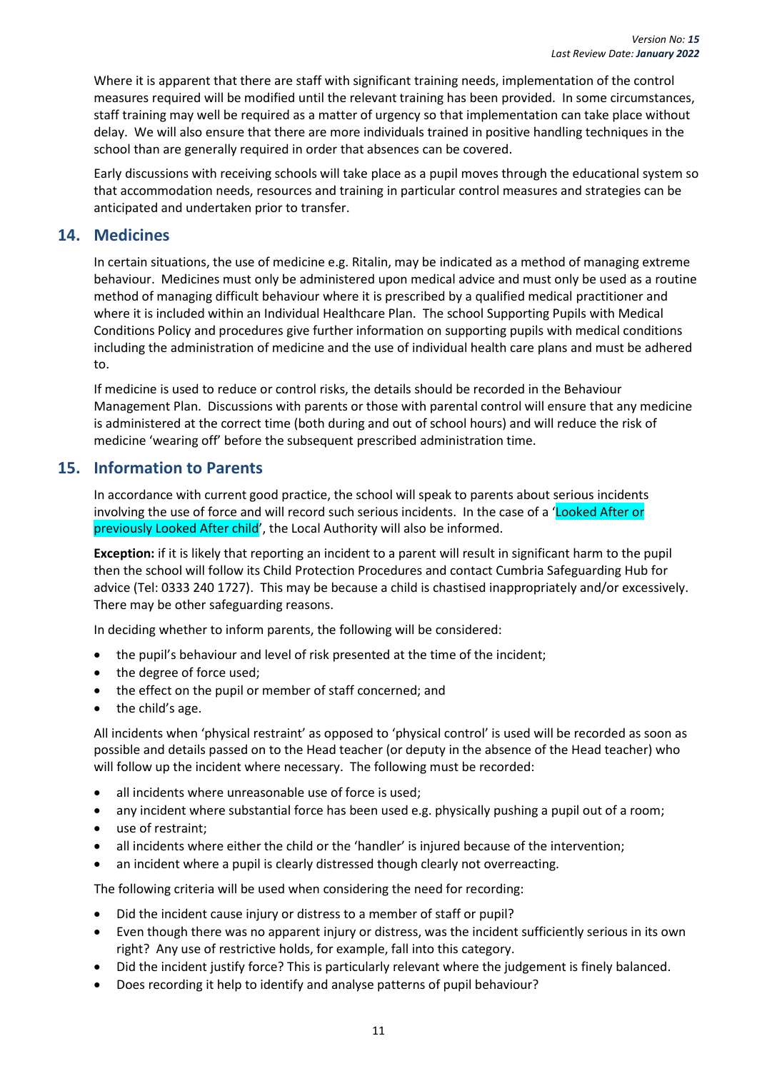Where it is apparent that there are staff with significant training needs, implementation of the control measures required will be modified until the relevant training has been provided. In some circumstances, staff training may well be required as a matter of urgency so that implementation can take place without delay. We will also ensure that there are more individuals trained in positive handling techniques in the school than are generally required in order that absences can be covered.

Early discussions with receiving schools will take place as a pupil moves through the educational system so that accommodation needs, resources and training in particular control measures and strategies can be anticipated and undertaken prior to transfer.

## 14. Medicines

In certain situations, the use of medicine e.g. Ritalin, may be indicated as a method of managing extreme behaviour. Medicines must only be administered upon medical advice and must only be used as a routine method of managing difficult behaviour where it is prescribed by a qualified medical practitioner and where it is included within an Individual Healthcare Plan. The school Supporting Pupils with Medical Conditions Policy and procedures give further information on supporting pupils with medical conditions including the administration of medicine and the use of individual health care plans and must be adhered to.

If medicine is used to reduce or control risks, the details should be recorded in the Behaviour Management Plan. Discussions with parents or those with parental control will ensure that any medicine is administered at the correct time (both during and out of school hours) and will reduce the risk of medicine 'wearing off' before the subsequent prescribed administration time.

## 15. Information to Parents

In accordance with current good practice, the school will speak to parents about serious incidents involving the use of force and will record such serious incidents. In the case of a 'Looked After or previously Looked After child', the Local Authority will also be informed.

**Exception:** if it is likely that reporting an incident to a parent will result in significant harm to the pupil then the school will follow its Child Protection Procedures and contact Cumbria Safeguarding Hub for advice (Tel: 0333 240 1727). This may be because a child is chastised inappropriately and/or excessively. There may be other safeguarding reasons.

In deciding whether to inform parents, the following will be considered:

- the pupil's behaviour and level of risk presented at the time of the incident;
- the degree of force used;
- the effect on the pupil or member of staff concerned; and
- the child's age.

All incidents when 'physical restraint' as opposed to 'physical control' is used will be recorded as soon as possible and details passed on to the Head teacher (or deputy in the absence of the Head teacher) who will follow up the incident where necessary. The following must be recorded:

- all incidents where unreasonable use of force is used;
- any incident where substantial force has been used e.g. physically pushing a pupil out of a room;
- use of restraint;
- all incidents where either the child or the 'handler' is injured because of the intervention;
- an incident where a pupil is clearly distressed though clearly not overreacting.

The following criteria will be used when considering the need for recording:

- Did the incident cause injury or distress to a member of staff or pupil?
- Even though there was no apparent injury or distress, was the incident sufficiently serious in its own right? Any use of restrictive holds, for example, fall into this category.
- Did the incident justify force? This is particularly relevant where the judgement is finely balanced.
- Does recording it help to identify and analyse patterns of pupil behaviour?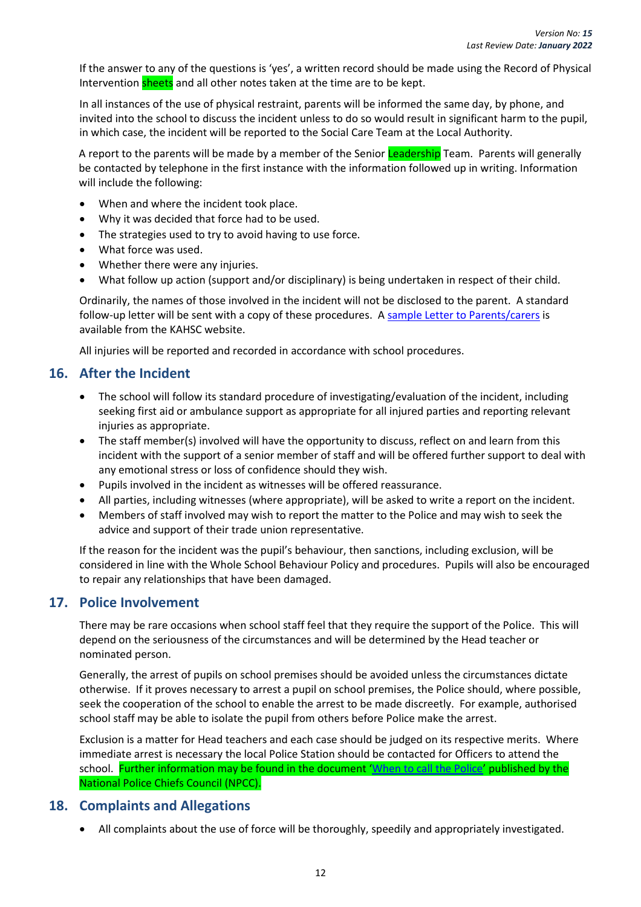If the answer to any of the questions is 'yes', a written record should be made using the Record of Physical Intervention sheets and all other notes taken at the time are to be kept.

In all instances of the use of physical restraint, parents will be informed the same day, by phone, and invited into the school to discuss the incident unless to do so would result in significant harm to the pupil, in which case, the incident will be reported to the Social Care Team at the Local Authority.

A report to the parents will be made by a member of the Senior Leadership Team. Parents will generally be contacted by telephone in the first instance with the information followed up in writing. Information will include the following:

- When and where the incident took place.
- Why it was decided that force had to be used.
- The strategies used to try to avoid having to use force.
- What force was used.
- Whether there were any injuries.
- What follow up action (support and/or disciplinary) is being undertaken in respect of their child.

Ordinarily, the names of those involved in the incident will not be disclosed to the parent. A standard follow-up letter will be sent with a copy of these procedures. A sample Letter to Parents/carers is available from the KAHSC website.

All injuries will be reported and recorded in accordance with school procedures.

## 16. After the Incident

- The school will follow its standard procedure of investigating/evaluation of the incident, including seeking first aid or ambulance support as appropriate for all injured parties and reporting relevant injuries as appropriate.
- The staff member(s) involved will have the opportunity to discuss, reflect on and learn from this incident with the support of a senior member of staff and will be offered further support to deal with any emotional stress or loss of confidence should they wish.
- Pupils involved in the incident as witnesses will be offered reassurance.
- All parties, including witnesses (where appropriate), will be asked to write a report on the incident.
- Members of staff involved may wish to report the matter to the Police and may wish to seek the advice and support of their trade union representative.

If the reason for the incident was the pupil's behaviour, then sanctions, including exclusion, will be considered in line with the Whole School Behaviour Policy and procedures. Pupils will also be encouraged to repair any relationships that have been damaged.

## 17. Police Involvement

There may be rare occasions when school staff feel that they require the support of the Police. This will depend on the seriousness of the circumstances and will be determined by the Head teacher or nominated person.

Generally, the arrest of pupils on school premises should be avoided unless the circumstances dictate otherwise. If it proves necessary to arrest a pupil on school premises, the Police should, where possible, seek the cooperation of the school to enable the arrest to be made discreetly. For example, authorised school staff may be able to isolate the pupil from others before Police make the arrest.

Exclusion is a matter for Head teachers and each case should be judged on its respective merits. Where immediate arrest is necessary the local Police Station should be contacted for Officers to attend the school. Further information may be found in the document 'When to call the Police' published by the National Police Chiefs Council (NPCC).

## 18. Complaints and Allegations

- All complaints about the use of force will be thoroughly, speedily and appropriately investigated.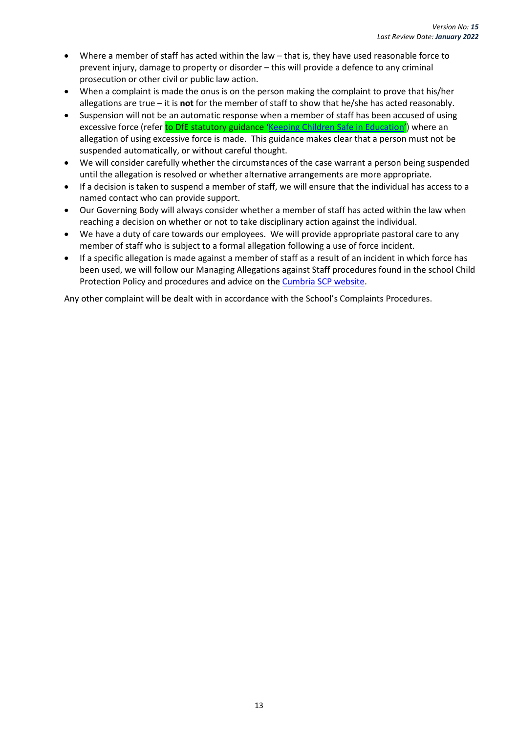- Where a member of staff has acted within the law – that is, they have used reasonable force to prevent injury, damage to property or disorder – this will provide a defence to any criminal prosecution or other civil or public law action.
- When a complaint is made the onus is on the person making the complaint to prove that his/her allegations are true – it is **not** for the member of staff to show that he/she has acted reasonably.
- Suspension will not be an automatic response when a member of staff has been accused of using excessive force (refer to DfE statutory guidance 'Keeping Children Safe in Education') where an allegation of using excessive force is made. This guidance makes clear that a person must not be suspended automatically, or without careful thought.
- We will consider carefully whether the circumstances of the case warrant a person being suspended until the allegation is resolved or whether alternative arrangements are more appropriate.
- If a decision is taken to suspend a member of staff, we will ensure that the individual has access to a named contact who can provide support.
- Our Governing Body will always consider whether a member of staff has acted within the law when reaching a decision on whether or not to take disciplinary action against the individual.
- We have a duty of care towards our employees. We will provide appropriate pastoral care to any member of staff who is subject to a formal allegation following a use of force incident.
- If a specific allegation is made against a member of staff as a result of an incident in which force has been used, we will follow our Managing Allegations against Staff procedures found in the school Child Protection Policy and procedures and advice on the Cumbria SCP website.

Any other complaint will be dealt with in accordance with the School's Complaints Procedures.